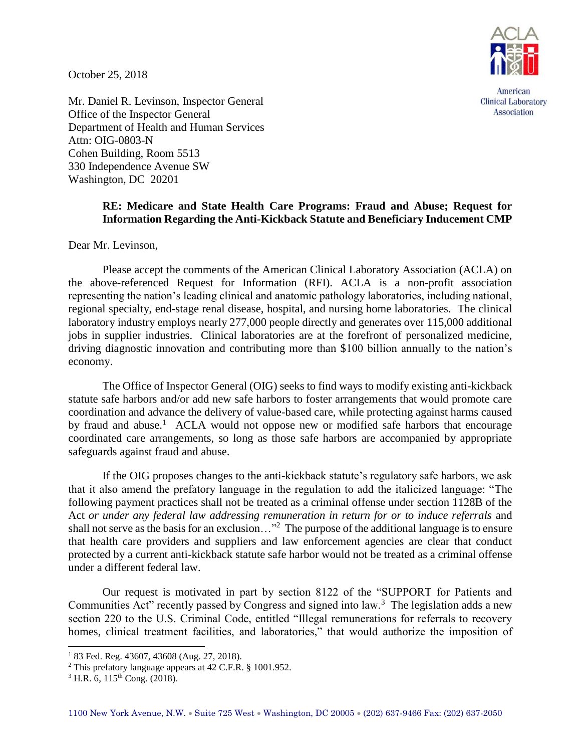October 25, 2018

American Clinical Laboratory Association

Mr. Daniel R. Levinson, Inspector General
Office of the Inspector General
Department of Health and Human Services
Attn: OIG-0803-N
Cohen Building, Room 5513
330 Independence Avenue SW
Washington, DC 20201

**RE: Medicare and State Health Care Programs: Fraud and Abuse; Request for Information Regarding the Anti-Kickback Statute and Beneficiary Inducement CMP**

Dear Mr. Levinson,

Please accept the comments of the American Clinical Laboratory Association (ACLA) on the above-referenced Request for Information (RFI). ACLA is a non-profit association representing the nation's leading clinical and anatomic pathology laboratories, including national, regional specialty, end-stage renal disease, hospital, and nursing home laboratories. The clinical laboratory industry employs nearly 277,000 people directly and generates over 115,000 additional jobs in supplier industries. Clinical laboratories are at the forefront of personalized medicine, driving diagnostic innovation and contributing more than $100 billion annually to the nation's economy.

The Office of Inspector General (OIG) seeks to find ways to modify existing anti-kickback statute safe harbors and/or add new safe harbors to foster arrangements that would promote care coordination and advance the delivery of value-based care, while protecting against harms caused by fraud and abuse.[1] ACLA would not oppose new or modified safe harbors that encourage coordinated care arrangements, so long as those safe harbors are accompanied by appropriate safeguards against fraud and abuse.

If the OIG proposes changes to the anti-kickback statute's regulatory safe harbors, we ask that it also amend the prefatory language in the regulation to add the italicized language: "The following payment practices shall not be treated as a criminal offense under section 1128B of the Act *or under any federal law addressing remuneration in return for or to induce referrals* and shall not serve as the basis for an exclusion…"[2] The purpose of the additional language is to ensure that health care providers and suppliers and law enforcement agencies are clear that conduct protected by a current anti-kickback statute safe harbor would not be treated as a criminal offense under a different federal law.

Our request is motivated in part by section 8122 of the "SUPPORT for Patients and Communities Act" recently passed by Congress and signed into law.[3] The legislation adds a new section 220 to the U.S. Criminal Code, entitled "Illegal remunerations for referrals to recovery homes, clinical treatment facilities, and laboratories," that would authorize the imposition of

---

[1] 83 Fed. Reg. 43607, 43608 (Aug. 27, 2018).

[2] This prefatory language appears at 42 C.F.R. § 1001.952.

[3] H.R. 6, 115th Cong. (2018).

1100 New York Avenue, N.W. • Suite 725 West • Washington, DC 20005 • (202) 637-9466 Fax: (202) 637-2050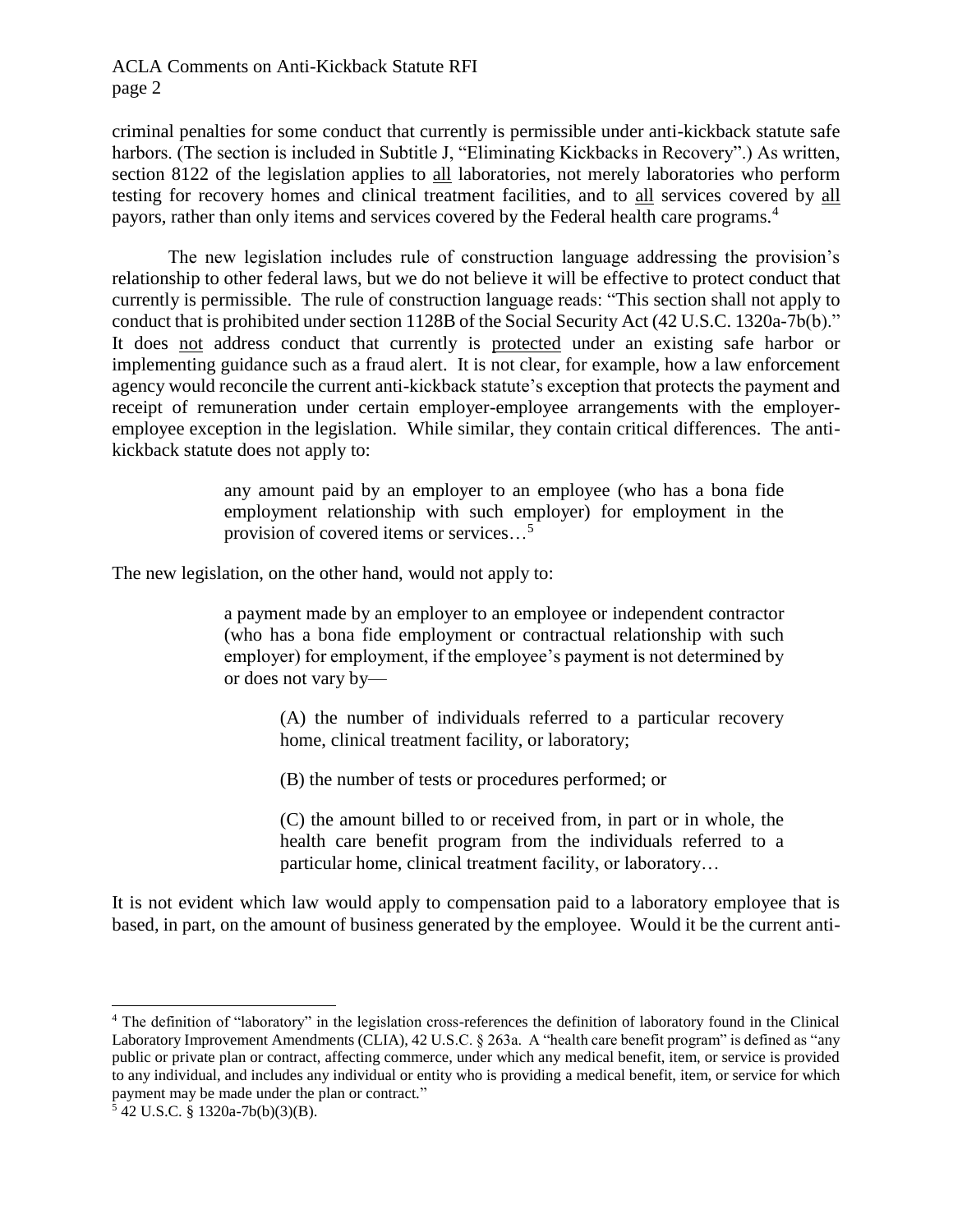criminal penalties for some conduct that currently is permissible under anti-kickback statute safe harbors. (The section is included in Subtitle J, "Eliminating Kickbacks in Recovery".) As written, section 8122 of the legislation applies to all laboratories, not merely laboratories who perform testing for recovery homes and clinical treatment facilities, and to all services covered by all payors, rather than only items and services covered by the Federal health care programs.[4]

The new legislation includes rule of construction language addressing the provision's relationship to other federal laws, but we do not believe it will be effective to protect conduct that currently is permissible. The rule of construction language reads: "This section shall not apply to conduct that is prohibited under section 1128B of the Social Security Act (42 U.S.C. 1320a-7b(b)." It does not address conduct that currently is protected under an existing safe harbor or implementing guidance such as a fraud alert. It is not clear, for example, how a law enforcement agency would reconcile the current anti-kickback statute's exception that protects the payment and receipt of remuneration under certain employer-employee arrangements with the employer-employee exception in the legislation. While similar, they contain critical differences. The anti-kickback statute does not apply to:

> any amount paid by an employer to an employee (who has a bona fide employment relationship with such employer) for employment in the provision of covered items or services…[5]

The new legislation, on the other hand, would not apply to:

> a payment made by an employer to an employee or independent contractor (who has a bona fide employment or contractual relationship with such employer) for employment, if the employee's payment is not determined by or does not vary by—
>
> (A) the number of individuals referred to a particular recovery home, clinical treatment facility, or laboratory;
>
> (B) the number of tests or procedures performed; or
>
> (C) the amount billed to or received from, in part or in whole, the health care benefit program from the individuals referred to a particular home, clinical treatment facility, or laboratory…

It is not evident which law would apply to compensation paid to a laboratory employee that is based, in part, on the amount of business generated by the employee. Would it be the current anti-

---

[4] The definition of "laboratory" in the legislation cross-references the definition of laboratory found in the Clinical Laboratory Improvement Amendments (CLIA), 42 U.S.C. § 263a. A "health care benefit program" is defined as "any public or private plan or contract, affecting commerce, under which any medical benefit, item, or service is provided to any individual, and includes any individual or entity who is providing a medical benefit, item, or service for which payment may be made under the plan or contract."

[5] 42 U.S.C. § 1320a-7b(b)(3)(B).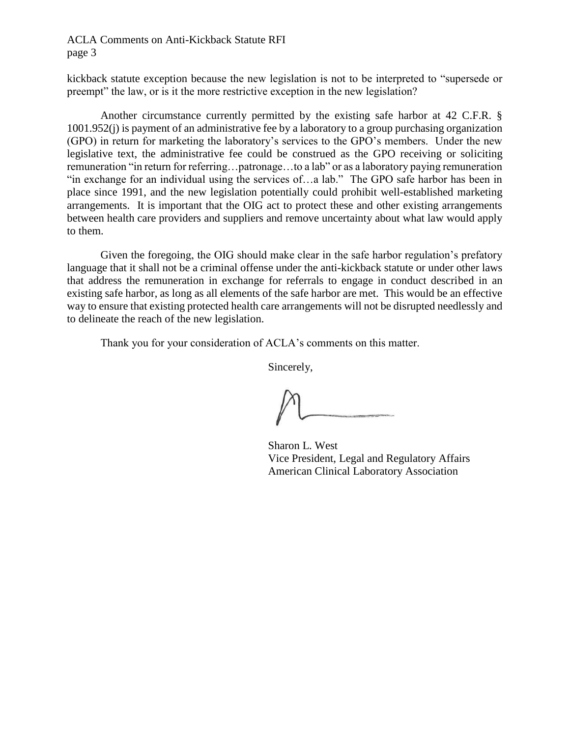kickback statute exception because the new legislation is not to be interpreted to "supersede or preempt" the law, or is it the more restrictive exception in the new legislation?

Another circumstance currently permitted by the existing safe harbor at 42 C.F.R. § 1001.952(j) is payment of an administrative fee by a laboratory to a group purchasing organization (GPO) in return for marketing the laboratory's services to the GPO's members. Under the new legislative text, the administrative fee could be construed as the GPO receiving or soliciting remuneration "in return for referring…patronage…to a lab" or as a laboratory paying remuneration "in exchange for an individual using the services of…a lab." The GPO safe harbor has been in place since 1991, and the new legislation potentially could prohibit well-established marketing arrangements. It is important that the OIG act to protect these and other existing arrangements between health care providers and suppliers and remove uncertainty about what law would apply to them.

Given the foregoing, the OIG should make clear in the safe harbor regulation's prefatory language that it shall not be a criminal offense under the anti-kickback statute or under other laws that address the remuneration in exchange for referrals to engage in conduct described in an existing safe harbor, as long as all elements of the safe harbor are met. This would be an effective way to ensure that existing protected health care arrangements will not be disrupted needlessly and to delineate the reach of the new legislation.

Thank you for your consideration of ACLA's comments on this matter.

Sincerely,

Sharon L. West
Vice President, Legal and Regulatory Affairs
American Clinical Laboratory Association